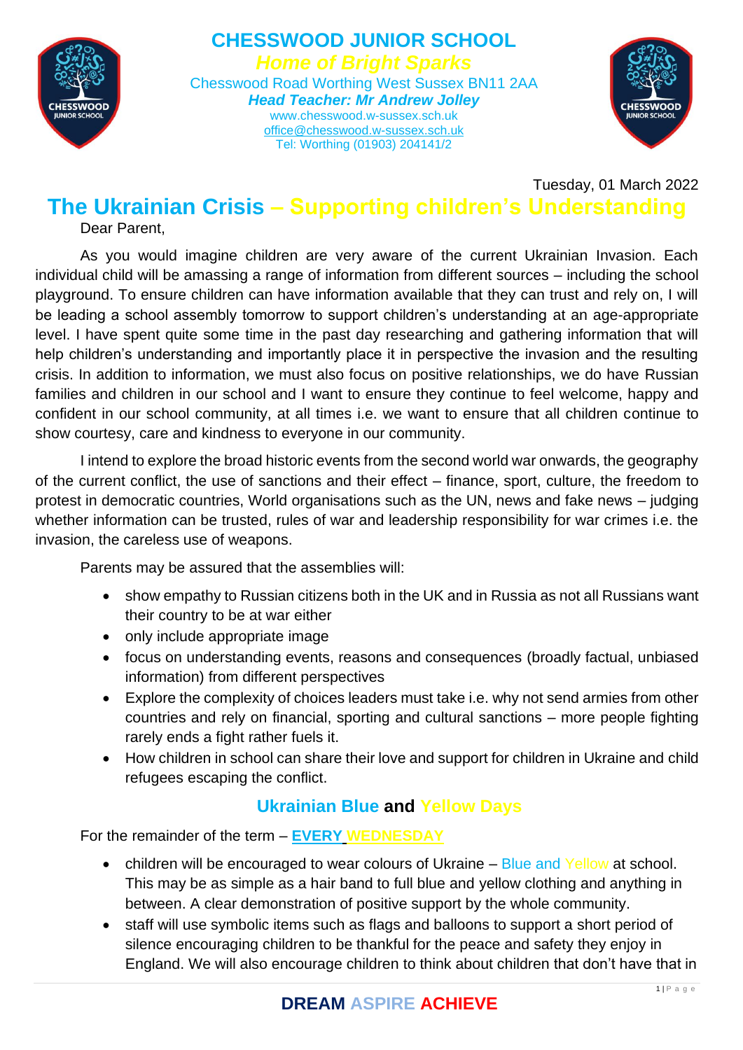# CHESSWOOD JUNIOR SCHOOL

***Home of Bright Sparks***

Chesswood Road Worthing West Sussex BN11 2AA

***Head Teacher: Mr Andrew Jolley***

www.chesswood.w-sussex.sch.uk

office@chesswood.w-sussex.sch.uk

Tel: Worthing (01903) 204141/2

Tuesday, 01 March 2022

## The Ukrainian Crisis – Supporting children's Understanding

Dear Parent,

As you would imagine children are very aware of the current Ukrainian Invasion. Each individual child will be amassing a range of information from different sources – including the school playground. To ensure children can have information available that they can trust and rely on, I will be leading a school assembly tomorrow to support children's understanding at an age-appropriate level. I have spent quite some time in the past day researching and gathering information that will help children's understanding and importantly place it in perspective the invasion and the resulting crisis. In addition to information, we must also focus on positive relationships, we do have Russian families and children in our school and I want to ensure they continue to feel welcome, happy and confident in our school community, at all times i.e. we want to ensure that all children continue to show courtesy, care and kindness to everyone in our community.

I intend to explore the broad historic events from the second world war onwards, the geography of the current conflict, the use of sanctions and their effect – finance, sport, culture, the freedom to protest in democratic countries, World organisations such as the UN, news and fake news – judging whether information can be trusted, rules of war and leadership responsibility for war crimes i.e. the invasion, the careless use of weapons.

Parents may be assured that the assemblies will:

- show empathy to Russian citizens both in the UK and in Russia as not all Russians want their country to be at war either
- only include appropriate image
- focus on understanding events, reasons and consequences (broadly factual, unbiased information) from different perspectives
- Explore the complexity of choices leaders must take i.e. why not send armies from other countries and rely on financial, sporting and cultural sanctions – more people fighting rarely ends a fight rather fuels it.
- How children in school can share their love and support for children in Ukraine and child refugees escaping the conflict.

### Ukrainian Blue and Yellow Days

For the remainder of the term – **EVERY WEDNESDAY**

- children will be encouraged to wear colours of Ukraine – Blue and Yellow at school. This may be as simple as a hair band to full blue and yellow clothing and anything in between. A clear demonstration of positive support by the whole community.
- staff will use symbolic items such as flags and balloons to support a short period of silence encouraging children to be thankful for the peace and safety they enjoy in England. We will also encourage children to think about children that don't have that in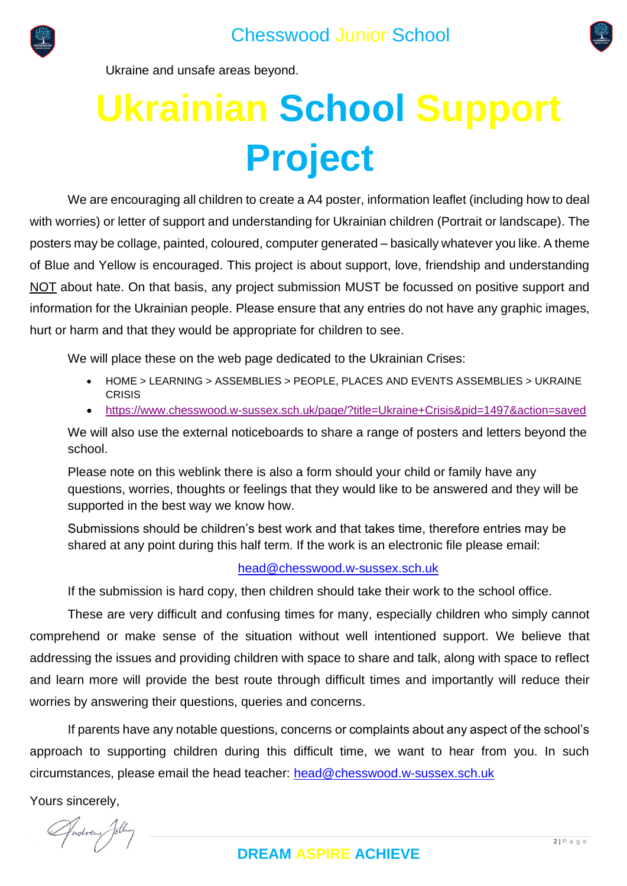Ukraine and unsafe areas beyond.

# Ukrainian School Support Project

We are encouraging all children to create a A4 poster, information leaflet (including how to deal with worries) or letter of support and understanding for Ukrainian children (Portrait or landscape). The posters may be collage, painted, coloured, computer generated – basically whatever you like. A theme of Blue and Yellow is encouraged. This project is about support, love, friendship and understanding NOT about hate. On that basis, any project submission MUST be focussed on positive support and information for the Ukrainian people. Please ensure that any entries do not have any graphic images, hurt or harm and that they would be appropriate for children to see.

We will place these on the web page dedicated to the Ukrainian Crises:

- HOME > LEARNING > ASSEMBLIES > PEOPLE, PLACES AND EVENTS ASSEMBLIES > UKRAINE CRISIS
- https://www.chesswood.w-sussex.sch.uk/page/?title=Ukraine+Crisis&pid=1497&action=saved

We will also use the external noticeboards to share a range of posters and letters beyond the school.

Please note on this weblink there is also a form should your child or family have any questions, worries, thoughts or feelings that they would like to be answered and they will be supported in the best way we know how.

Submissions should be children's best work and that takes time, therefore entries may be shared at any point during this half term. If the work is an electronic file please email:

head@chesswood.w-sussex.sch.uk

If the submission is hard copy, then children should take their work to the school office.

These are very difficult and confusing times for many, especially children who simply cannot comprehend or make sense of the situation without well intentioned support. We believe that addressing the issues and providing children with space to share and talk, along with space to reflect and learn more will provide the best route through difficult times and importantly will reduce their worries by answering their questions, queries and concerns.

If parents have any notable questions, concerns or complaints about any aspect of the school's approach to supporting children during this difficult time, we want to hear from you. In such circumstances, please email the head teacher: head@chesswood.w-sussex.sch.uk

Yours sincerely,

Andrew Jolley

DREAM ASPIRE ACHIEVE